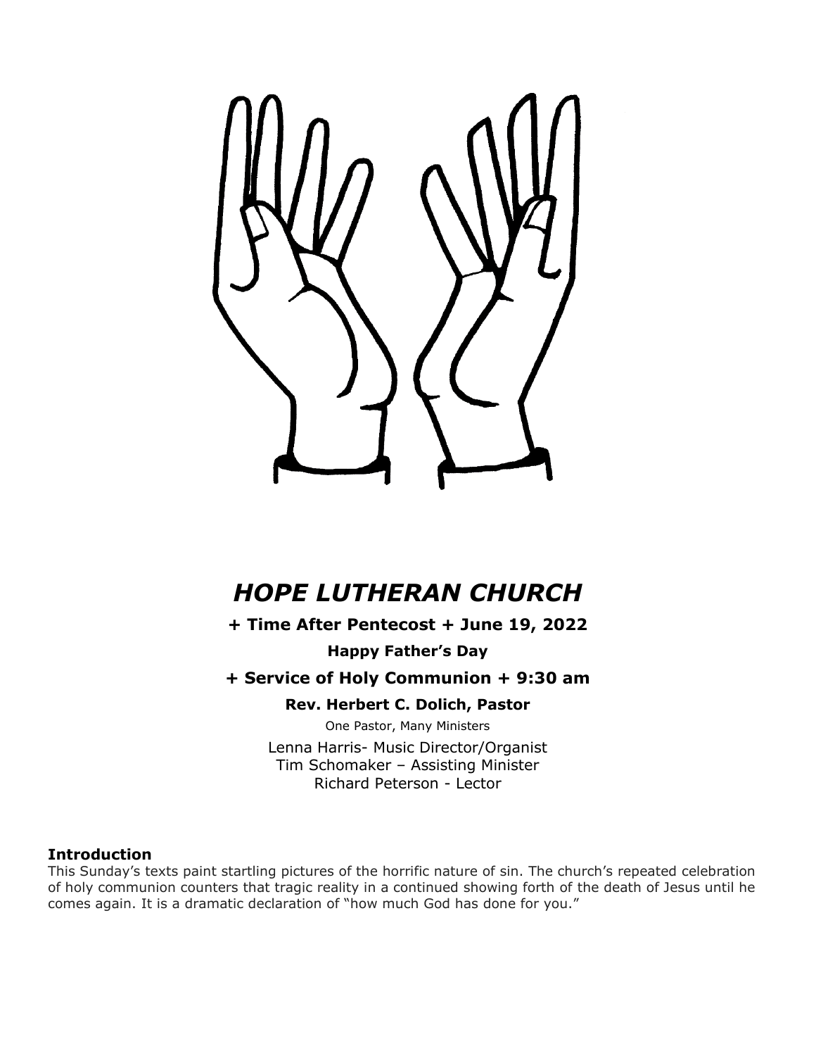# *HOPE LUTHERAN CHURCH*

**+ Time After Pentecost + June 19, 2022**

**Happy Father's Day**

**+ Service of Holy Communion + 9:30 am**

**Rev. Herbert C. Dolich, Pastor**

One Pastor, Many Ministers

Lenna Harris- Music Director/Organist
Tim Schomaker – Assisting Minister
Richard Peterson - Lector

**Introduction**

This Sunday's texts paint startling pictures of the horrific nature of sin. The church's repeated celebration of holy communion counters that tragic reality in a continued showing forth of the death of Jesus until he comes again. It is a dramatic declaration of "how much God has done for you."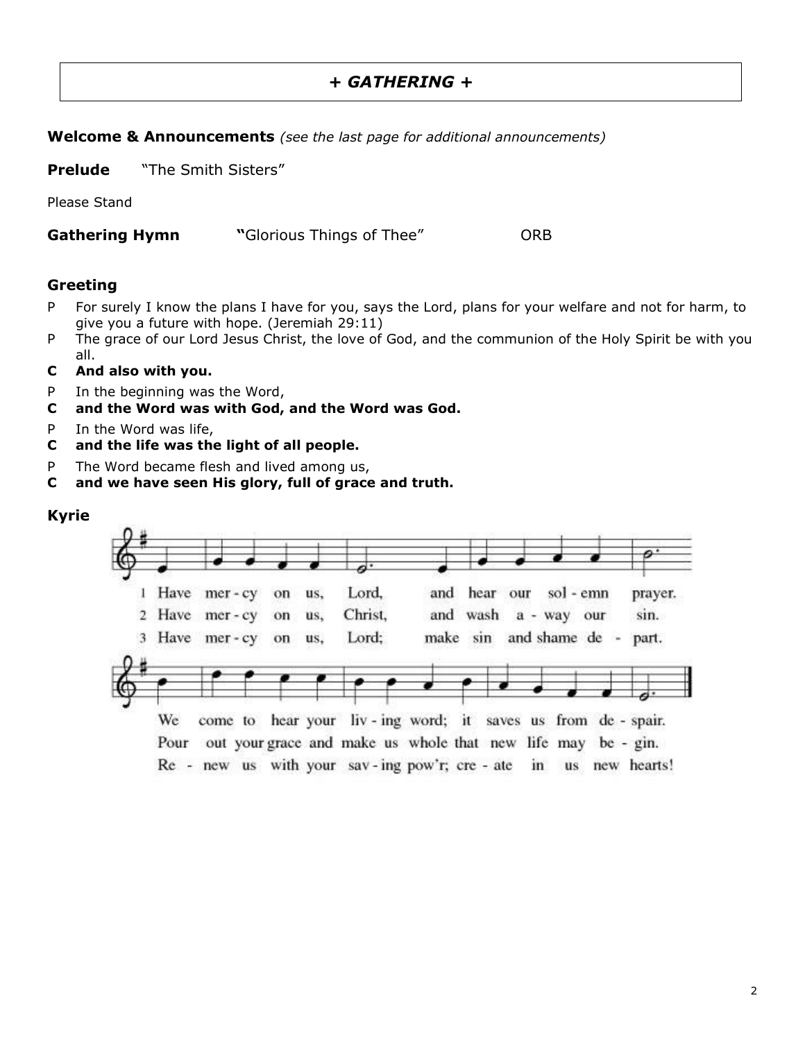## + *GATHERING* +

**Welcome & Announcements** *(see the last page for additional announcements)*

**Prelude** "The Smith Sisters"

Please Stand

**Gathering Hymn** **"**Glorious Things of Thee" ORB

### Greeting

P For surely I know the plans I have for you, says the Lord, plans for your welfare and not for harm, to give you a future with hope. (Jeremiah 29:11)

P The grace of our Lord Jesus Christ, the love of God, and the communion of the Holy Spirit be with you all.

**C And also with you.**

P In the beginning was the Word,

**C and the Word was with God, and the Word was God.**

P In the Word was life,

**C and the life was the light of all people.**

P The Word became flesh and lived among us,

**C and we have seen His glory, full of grace and truth.**

### Kyrie

1 Have mercy on us, Lord, and hear our solemn prayer. We come to hear your living word; it saves us from despair.

2 Have mercy on us, Christ, and wash away our sin. Pour out your grace and make us whole that new life may begin.

3 Have mercy on us, Lord; make sin and shame depart. Renew us with your saving pow'r; create in us new hearts!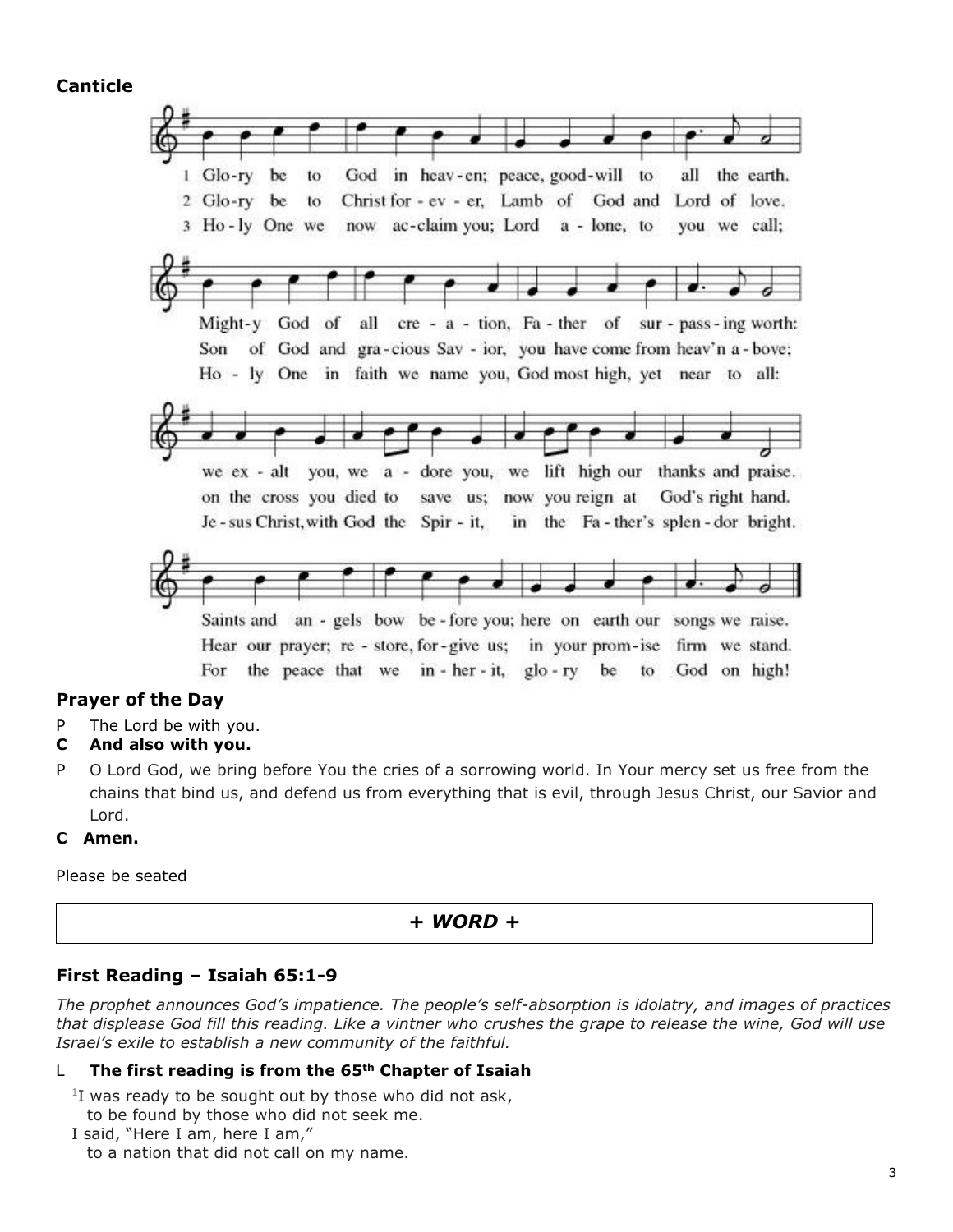**Canticle**

1 Glo-ry be to God in heav-en; peace, good-will to all the earth.
2 Glo-ry be to Christ for - ev - er, Lamb of God and Lord of love.
3 Ho - ly One we now ac-claim you; Lord a - lone, to you we call;

Might-y God of all cre - a - tion, Fa - ther of sur - pass - ing worth:
Son of God and gra - cious Sav - ior, you have come from heav'n a - bove;
Ho - ly One in faith we name you, God most high, yet near to all:

we ex - alt you, we a - dore you, we lift high our thanks and praise.
on the cross you died to save us; now you reign at God's right hand.
Je - sus Christ, with God the Spir - it, in the Fa - ther's splen - dor bright.

Saints and an - gels bow be - fore you; here on earth our songs we raise.
Hear our prayer; re - store, for - give us; in your prom - ise firm we stand.
For the peace that we in - her - it, glo - ry be to God on high!

## Prayer of the Day

P The Lord be with you.

**C And also with you.**

P O Lord God, we bring before You the cries of a sorrowing world. In Your mercy set us free from the chains that bind us, and defend us from everything that is evil, through Jesus Christ, our Savior and Lord.

**C Amen.**

Please be seated

## + *WORD* +

## First Reading – Isaiah 65:1-9

*The prophet announces God's impatience. The people's self-absorption is idolatry, and images of practices that displease God fill this reading. Like a vintner who crushes the grape to release the wine, God will use Israel's exile to establish a new community of the faithful.*

L **The first reading is from the 65th Chapter of Isaiah**

[1]I was ready to be sought out by those who did not ask,
to be found by those who did not seek me.
I said, "Here I am, here I am,"
to a nation that did not call on my name.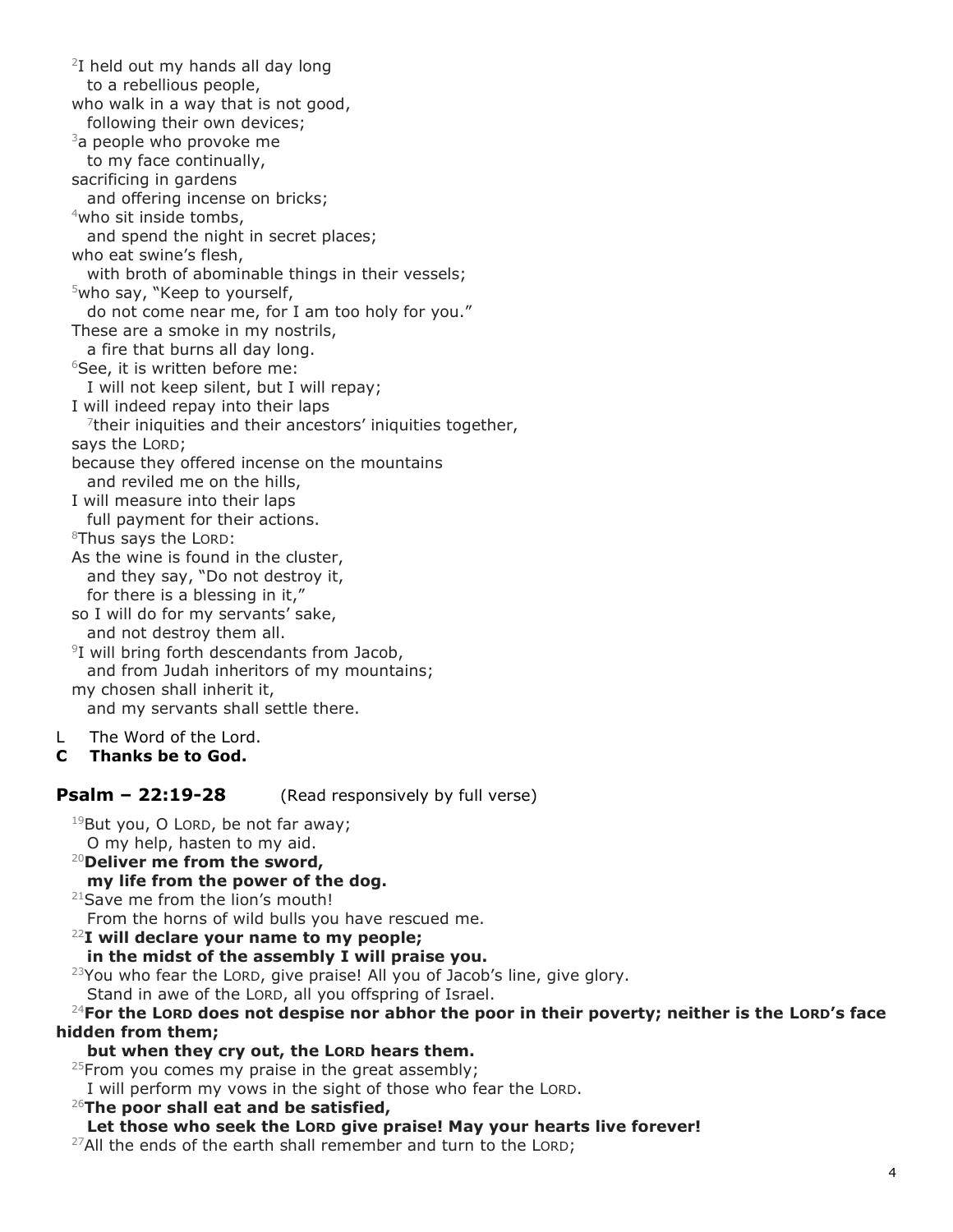[2]I held out my hands all day long
to a rebellious people,
who walk in a way that is not good,
following their own devices;
[3]a people who provoke me
to my face continually,
sacrificing in gardens
and offering incense on bricks;
[4]who sit inside tombs,
and spend the night in secret places;
who eat swine's flesh,
with broth of abominable things in their vessels;
[5]who say, "Keep to yourself,
do not come near me, for I am too holy for you."
These are a smoke in my nostrils,
a fire that burns all day long.
[6]See, it is written before me:
I will not keep silent, but I will repay;
I will indeed repay into their laps
[7]their iniquities and their ancestors' iniquities together,
says the LORD;
because they offered incense on the mountains
and reviled me on the hills,
I will measure into their laps
full payment for their actions.
[8]Thus says the LORD:
As the wine is found in the cluster,
and they say, "Do not destroy it,
for there is a blessing in it,"
so I will do for my servants' sake,
and not destroy them all.
[9]I will bring forth descendants from Jacob,
and from Judah inheritors of my mountains;
my chosen shall inherit it,
and my servants shall settle there.

L The Word of the Lord.
**C Thanks be to God.**

### Psalm – 22:19-28 (Read responsively by full verse)

[19]But you, O LORD, be not far away;
O my help, hasten to my aid.
[20]**Deliver me from the sword,**
**my life from the power of the dog.**
[21]Save me from the lion's mouth!
From the horns of wild bulls you have rescued me.
[22]**I will declare your name to my people;**
**in the midst of the assembly I will praise you.**
[23]You who fear the LORD, give praise! All you of Jacob's line, give glory.
Stand in awe of the LORD, all you offspring of Israel.
[24]**For the LORD does not despise nor abhor the poor in their poverty; neither is the LORD's face hidden from them;**
**but when they cry out, the LORD hears them.**
[25]From you comes my praise in the great assembly;
I will perform my vows in the sight of those who fear the LORD.
[26]**The poor shall eat and be satisfied,**
**Let those who seek the LORD give praise! May your hearts live forever!**
[27]All the ends of the earth shall remember and turn to the LORD;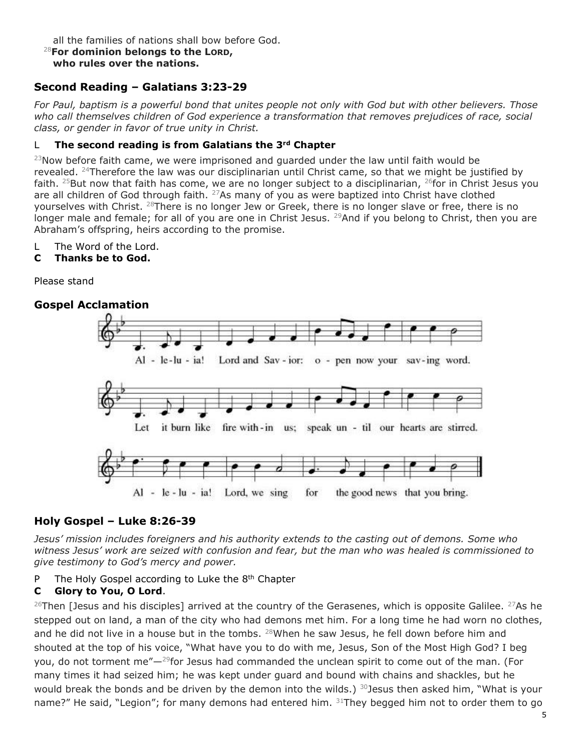all the families of nations shall bow before God.
[28]**For dominion belongs to the LORD,
who rules over the nations.**

## Second Reading – Galatians 3:23-29

*For Paul, baptism is a powerful bond that unites people not only with God but with other believers. Those who call themselves children of God experience a transformation that removes prejudices of race, social class, or gender in favor of true unity in Christ.*

L **The second reading is from Galatians the 3rd Chapter**

[23]Now before faith came, we were imprisoned and guarded under the law until faith would be revealed. [24]Therefore the law was our disciplinarian until Christ came, so that we might be justified by faith. [25]But now that faith has come, we are no longer subject to a disciplinarian, [26]for in Christ Jesus you are all children of God through faith. [27]As many of you as were baptized into Christ have clothed yourselves with Christ. [28]There is no longer Jew or Greek, there is no longer slave or free, there is no longer male and female; for all of you are one in Christ Jesus. [29]And if you belong to Christ, then you are Abraham's offspring, heirs according to the promise.

L The Word of the Lord.
**C Thanks be to God.**

Please stand

## Gospel Acclamation

Al - le-lu - ia! Lord and Sav - ior: o - pen now your sav-ing word.
Let it burn like fire with-in us; speak un - til our hearts are stirred.
Al - le - lu - ia! Lord, we sing for the good news that you bring.

## Holy Gospel – Luke 8:26-39

*Jesus' mission includes foreigners and his authority extends to the casting out of demons. Some who witness Jesus' work are seized with confusion and fear, but the man who was healed is commissioned to give testimony to God's mercy and power.*

P The Holy Gospel according to Luke the 8th Chapter
**C Glory to You, O Lord**.

[26]Then [Jesus and his disciples] arrived at the country of the Gerasenes, which is opposite Galilee. [27]As he stepped out on land, a man of the city who had demons met him. For a long time he had worn no clothes, and he did not live in a house but in the tombs. [28]When he saw Jesus, he fell down before him and shouted at the top of his voice, "What have you to do with me, Jesus, Son of the Most High God? I beg you, do not torment me"—[29]for Jesus had commanded the unclean spirit to come out of the man. (For many times it had seized him; he was kept under guard and bound with chains and shackles, but he would break the bonds and be driven by the demon into the wilds.) [30]Jesus then asked him, "What is your name?" He said, "Legion"; for many demons had entered him. [31]They begged him not to order them to go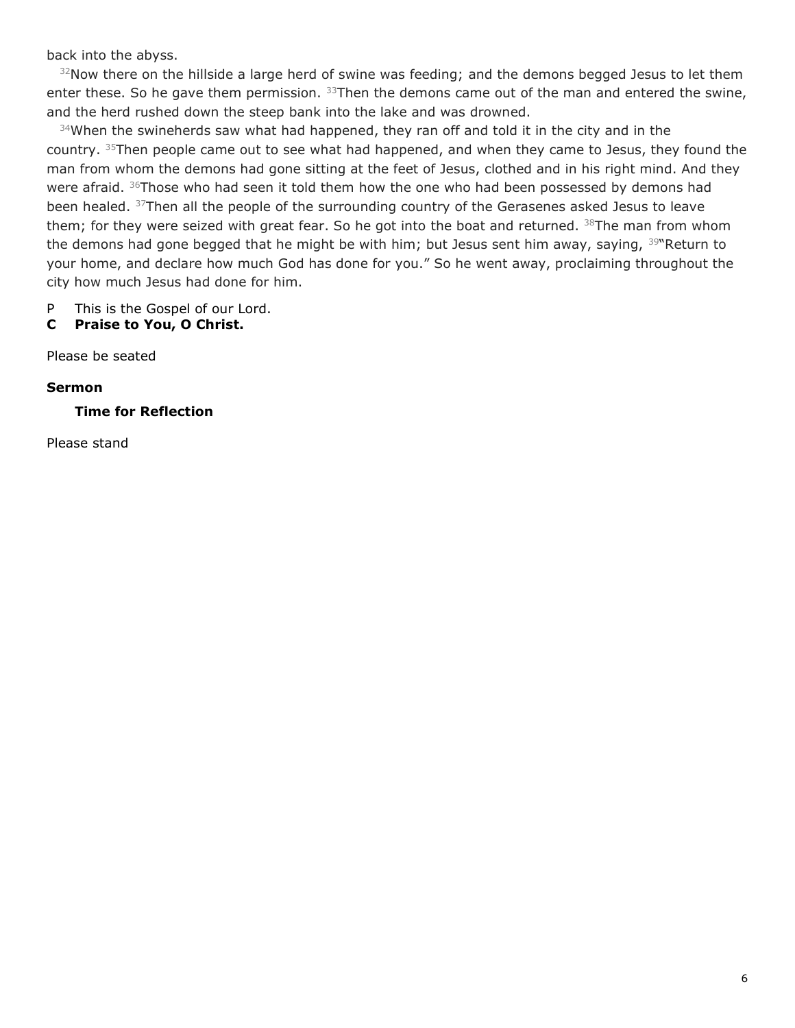back into the abyss.

[32]Now there on the hillside a large herd of swine was feeding; and the demons begged Jesus to let them enter these. So he gave them permission. [33]Then the demons came out of the man and entered the swine, and the herd rushed down the steep bank into the lake and was drowned.

[34]When the swineherds saw what had happened, they ran off and told it in the city and in the country. [35]Then people came out to see what had happened, and when they came to Jesus, they found the man from whom the demons had gone sitting at the feet of Jesus, clothed and in his right mind. And they were afraid. [36]Those who had seen it told them how the one who had been possessed by demons had been healed. [37]Then all the people of the surrounding country of the Gerasenes asked Jesus to leave them; for they were seized with great fear. So he got into the boat and returned. [38]The man from whom the demons had gone begged that he might be with him; but Jesus sent him away, saying, [39]"Return to your home, and declare how much God has done for you." So he went away, proclaiming throughout the city how much Jesus had done for him.

P This is the Gospel of our Lord.
**C Praise to You, O Christ.**

Please be seated

**Sermon**

**Time for Reflection**

Please stand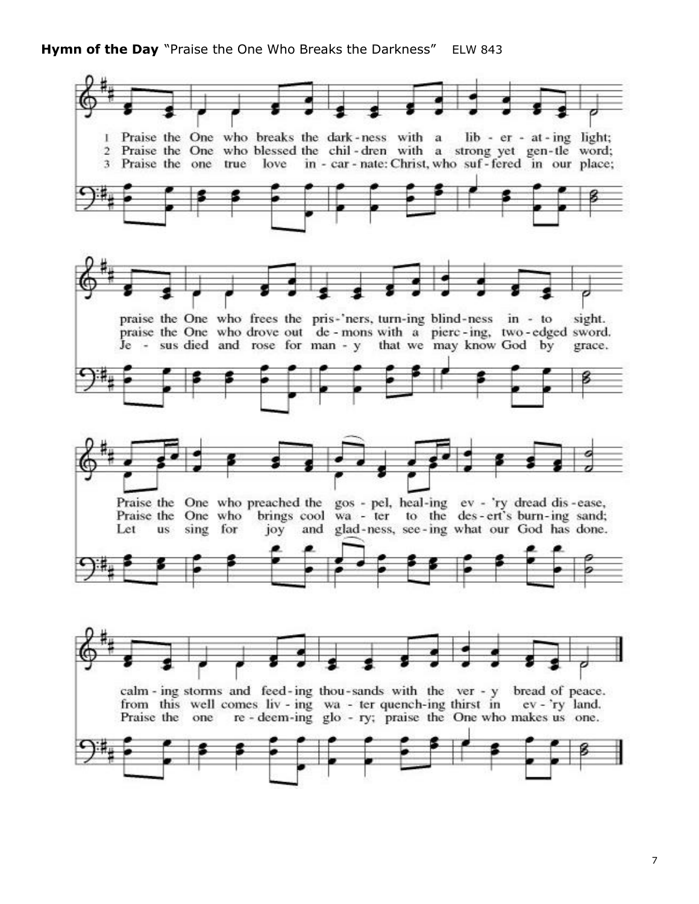**Hymn of the Day** "Praise the One Who Breaks the Darkness" ELW 843

1 Praise the One who breaks the dark-ness with a lib-er-at-ing light;
praise the One who frees the pris-'ners, turn-ing blind-ness in-to sight.
Praise the One who preached the gos-pel, heal-ing ev-'ry dread dis-ease,
calm-ing storms and feed-ing thou-sands with the ver-y bread of peace.

2 Praise the One who blessed the chil-dren with a strong yet gen-tle word;
praise the One who drove out de-mons with a pierc-ing, two-edged sword.
Praise the One who brings cool wa-ter to the des-ert's burn-ing sand;
from this well comes liv-ing wa-ter quench-ing thirst in ev-'ry land.

3 Praise the one true love in-car-nate: Christ, who suf-fered in our place;
Je-sus died and rose for man-y that we may know God by grace.
Let us sing for joy and glad-ness, see-ing what our God has done.
Praise the one re-deem-ing glo-ry; praise the One who makes us one.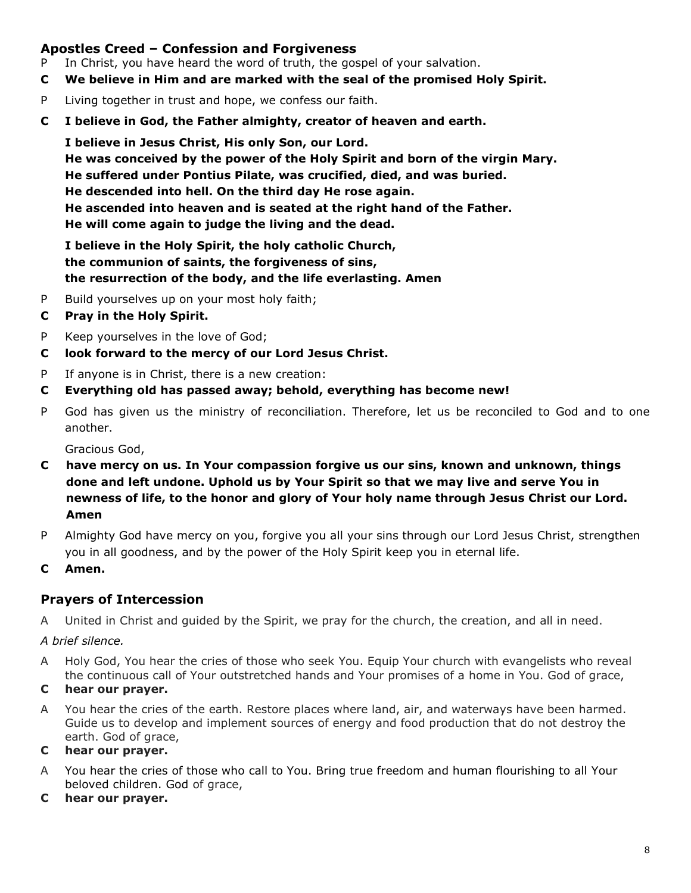## Apostles Creed – Confession and Forgiveness

P In Christ, you have heard the word of truth, the gospel of your salvation.

**C We believe in Him and are marked with the seal of the promised Holy Spirit.**

P Living together in trust and hope, we confess our faith.

**C I believe in God, the Father almighty, creator of heaven and earth.**

**I believe in Jesus Christ, His only Son, our Lord.**
**He was conceived by the power of the Holy Spirit and born of the virgin Mary.**
**He suffered under Pontius Pilate, was crucified, died, and was buried.**
**He descended into hell. On the third day He rose again.**
**He ascended into heaven and is seated at the right hand of the Father.**
**He will come again to judge the living and the dead.**

**I believe in the Holy Spirit, the holy catholic Church,**
**the communion of saints, the forgiveness of sins,**
**the resurrection of the body, and the life everlasting. Amen**

P Build yourselves up on your most holy faith;

**C Pray in the Holy Spirit.**

P Keep yourselves in the love of God;

**C look forward to the mercy of our Lord Jesus Christ.**

P If anyone is in Christ, there is a new creation:

**C Everything old has passed away; behold, everything has become new!**

P God has given us the ministry of reconciliation. Therefore, let us be reconciled to God and to one another.

Gracious God,

**C have mercy on us. In Your compassion forgive us our sins, known and unknown, things done and left undone. Uphold us by Your Spirit so that we may live and serve You in newness of life, to the honor and glory of Your holy name through Jesus Christ our Lord. Amen**

P Almighty God have mercy on you, forgive you all your sins through our Lord Jesus Christ, strengthen you in all goodness, and by the power of the Holy Spirit keep you in eternal life.

**C Amen.**

## Prayers of Intercession

A United in Christ and guided by the Spirit, we pray for the church, the creation, and all in need.

*A brief silence.*

A Holy God, You hear the cries of those who seek You. Equip Your church with evangelists who reveal the continuous call of Your outstretched hands and Your promises of a home in You. God of grace,

**C hear our prayer.**

A You hear the cries of the earth. Restore places where land, air, and waterways have been harmed. Guide us to develop and implement sources of energy and food production that do not destroy the earth. God of grace,

**C hear our prayer.**

A You hear the cries of those who call to You. Bring true freedom and human flourishing to all Your beloved children. God of grace,

**C hear our prayer.**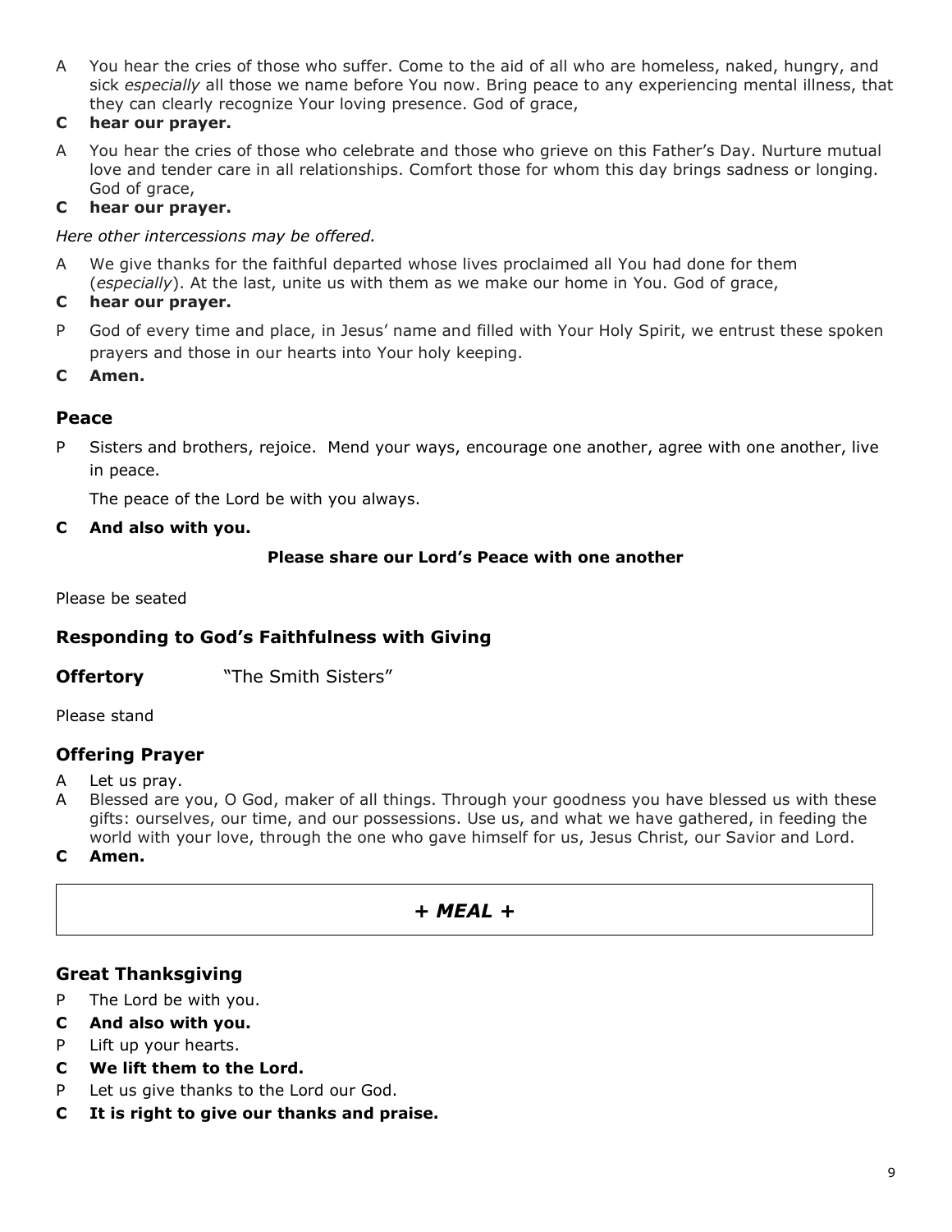A You hear the cries of those who suffer. Come to the aid of all who are homeless, naked, hungry, and sick *especially* all those we name before You now. Bring peace to any experiencing mental illness, that they can clearly recognize Your loving presence. God of grace,

**C hear our prayer.**

A You hear the cries of those who celebrate and those who grieve on this Father's Day. Nurture mutual love and tender care in all relationships. Comfort those for whom this day brings sadness or longing. God of grace,

**C hear our prayer.**

*Here other intercessions may be offered.*

A We give thanks for the faithful departed whose lives proclaimed all You had done for them (*especially*). At the last, unite us with them as we make our home in You. God of grace,

**C hear our prayer.**

P God of every time and place, in Jesus' name and filled with Your Holy Spirit, we entrust these spoken prayers and those in our hearts into Your holy keeping.

**C Amen.**

## Peace

P Sisters and brothers, rejoice. Mend your ways, encourage one another, agree with one another, live in peace.

The peace of the Lord be with you always.

**C And also with you.**

**Please share our Lord's Peace with one another**

Please be seated

## Responding to God's Faithfulness with Giving

**Offertory** "The Smith Sisters"

Please stand

## Offering Prayer

A Let us pray.

A Blessed are you, O God, maker of all things. Through your goodness you have blessed us with these gifts: ourselves, our time, and our possessions. Use us, and what we have gathered, in feeding the world with your love, through the one who gave himself for us, Jesus Christ, our Savior and Lord.

**C Amen.**

## *+ MEAL +*

## Great Thanksgiving

P The Lord be with you.

**C And also with you.**

P Lift up your hearts.

**C We lift them to the Lord.**

P Let us give thanks to the Lord our God.

**C It is right to give our thanks and praise.**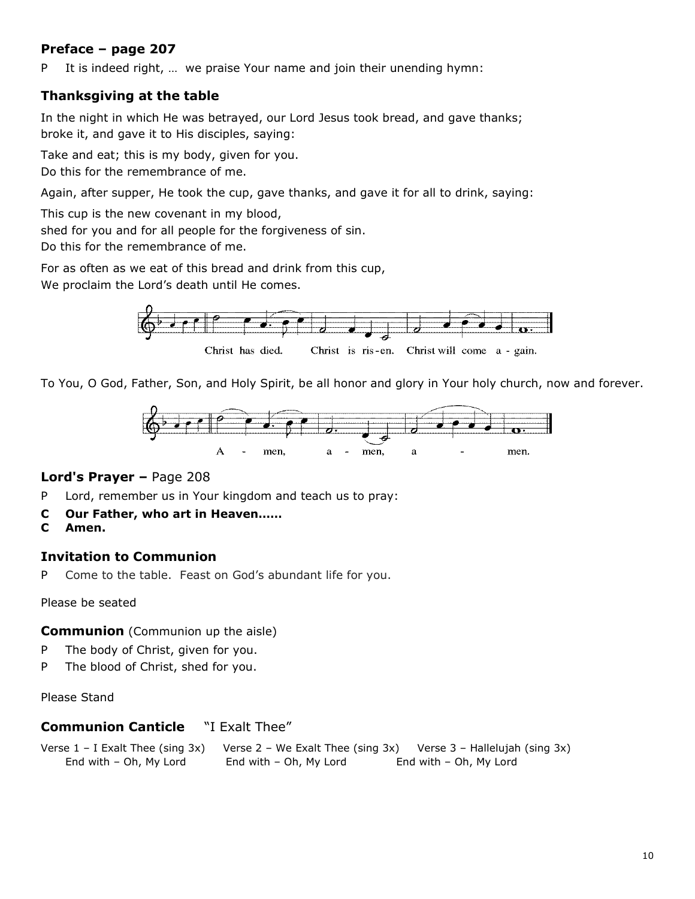## Preface – page 207

P It is indeed right, … we praise Your name and join their unending hymn:

## Thanksgiving at the table

In the night in which He was betrayed, our Lord Jesus took bread, and gave thanks;
broke it, and gave it to His disciples, saying:

Take and eat; this is my body, given for you.
Do this for the remembrance of me.

Again, after supper, He took the cup, gave thanks, and gave it for all to drink, saying:

This cup is the new covenant in my blood,
shed for you and for all people for the forgiveness of sin.
Do this for the remembrance of me.

For as often as we eat of this bread and drink from this cup,
We proclaim the Lord's death until He comes.

Christ has died. Christ is ris-en. Christ will come a - gain.

To You, O God, Father, Son, and Holy Spirit, be all honor and glory in Your holy church, now and forever.

A - men, a - men, a - men.

## Lord's Prayer – Page 208

P Lord, remember us in Your kingdom and teach us to pray:

**C Our Father, who art in Heaven……**

**C Amen.**

## Invitation to Communion

P Come to the table. Feast on God's abundant life for you.

Please be seated

## Communion (Communion up the aisle)

P The body of Christ, given for you.

P The blood of Christ, shed for you.

Please Stand

## Communion Canticle "I Exalt Thee"

Verse 1 – I Exalt Thee (sing 3x)
End with – Oh, My Lord

Verse 2 – We Exalt Thee (sing 3x)
End with – Oh, My Lord

Verse 3 – Hallelujah (sing 3x)
End with – Oh, My Lord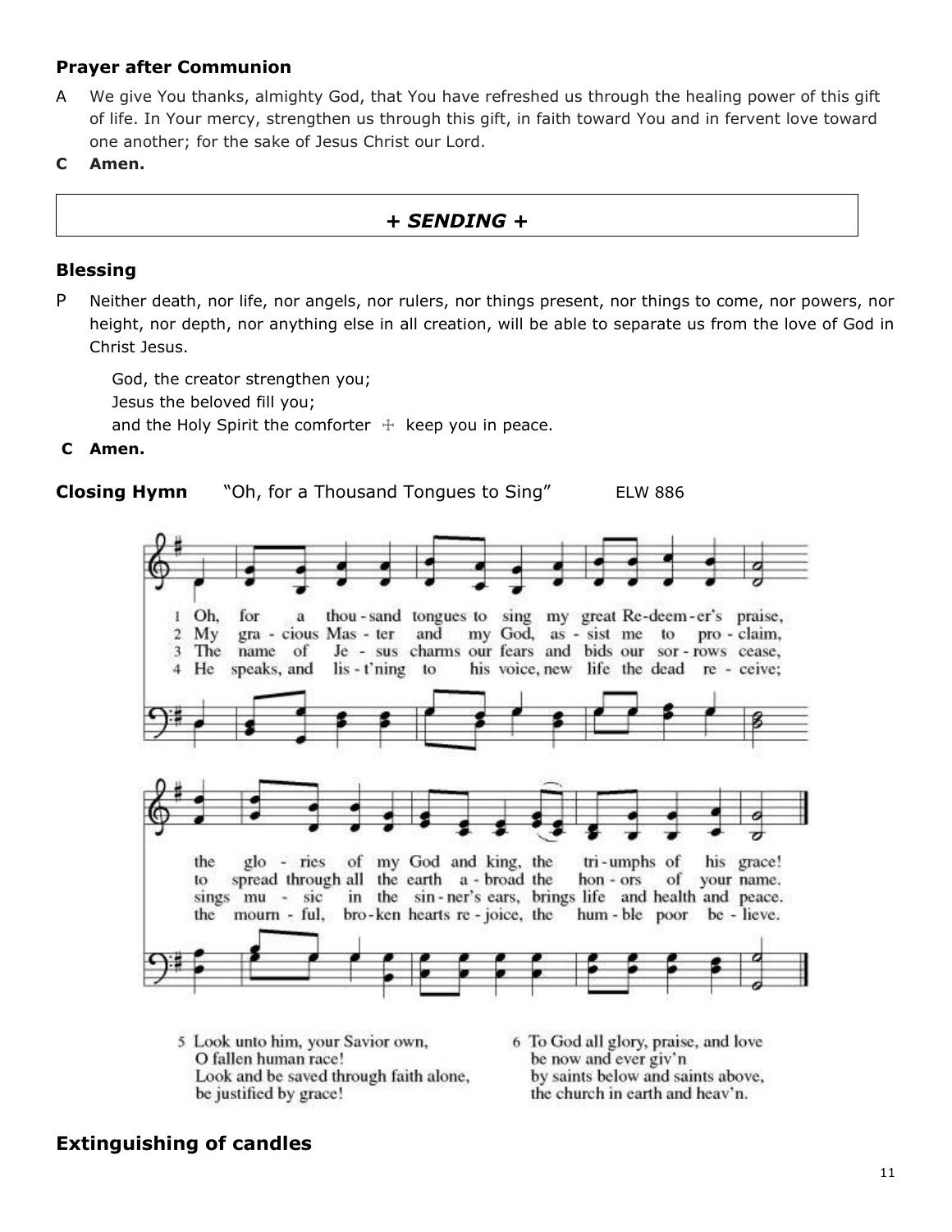### Prayer after Communion

A We give You thanks, almighty God, that You have refreshed us through the healing power of this gift of life. In Your mercy, strengthen us through this gift, in faith toward You and in fervent love toward one another; for the sake of Jesus Christ our Lord.

**C Amen.**

## *+ SENDING +*

### Blessing

P Neither death, nor life, nor angels, nor rulers, nor things present, nor things to come, nor powers, nor height, nor depth, nor anything else in all creation, will be able to separate us from the love of God in Christ Jesus.

God, the creator strengthen you;
Jesus the beloved fill you;
and the Holy Spirit the comforter ☩ keep you in peace.

**C Amen.**

**Closing Hymn** "Oh, for a Thousand Tongues to Sing" ELW 886

1 Oh, for a thou-sand tongues to sing my great Re-deem-er's praise, the glo-ries of my God and king, the tri-umphs of his grace!

2 My gra-cious Mas-ter and my God, as-sist me to pro-claim, to spread through all the earth a-broad the hon-ors of your name.

3 The name of Je-sus charms our fears and bids our sor-rows cease, sings mu-sic in the sin-ner's ears, brings life and health and peace.

4 He speaks, and lis-t'ning to his voice, new life the dead re-ceive; the mourn-ful, bro-ken hearts re-joice, the hum-ble poor be-lieve.

5 Look unto him, your Savior own,
O fallen human race!
Look and be saved through faith alone,
be justified by grace!

6 To God all glory, praise, and love
be now and ever giv'n
by saints below and saints above,
the church in earth and heav'n.

## Extinguishing of candles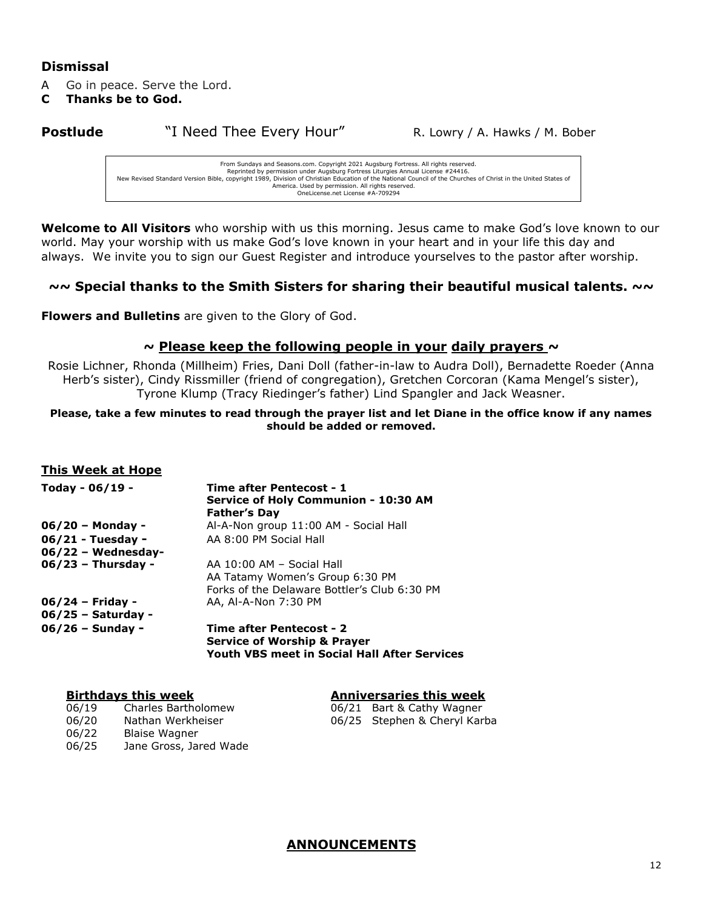## Dismissal

A Go in peace. Serve the Lord.

**C Thanks be to God.**

**Postlude** "I Need Thee Every Hour" R. Lowry / A. Hawks / M. Bober

From Sundays and Seasons.com. Copyright 2021 Augsburg Fortress. All rights reserved.
Reprinted by permission under Augsburg Fortress Liturgies Annual License #24416.
New Revised Standard Version Bible, copyright 1989, Division of Christian Education of the National Council of the Churches of Christ in the United States of America. Used by permission. All rights reserved.
OneLicense.net License #A-709294

**Welcome to All Visitors** who worship with us this morning. Jesus came to make God's love known to our world. May your worship with us make God's love known in your heart and in your life this day and always. We invite you to sign our Guest Register and introduce yourselves to the pastor after worship.

### ~~ Special thanks to the Smith Sisters for sharing their beautiful musical talents. ~~

**Flowers and Bulletins** are given to the Glory of God.

### ~ Please keep the following people in your daily prayers ~

Rosie Lichner, Rhonda (Millheim) Fries, Dani Doll (father-in-law to Audra Doll), Bernadette Roeder (Anna Herb's sister), Cindy Rissmiller (friend of congregation), Gretchen Corcoran (Kama Mengel's sister), Tyrone Klump (Tracy Riedinger's father) Lind Spangler and Jack Weasner.

**Please, take a few minutes to read through the prayer list and let Diane in the office know if any names should be added or removed.**

### This Week at Hope

| | |
|---|---|
| **Today - 06/19 -** | **Time after Pentecost - 1**<br>**Service of Holy Communion - 10:30 AM**<br>**Father's Day** |
| **06/20 – Monday -** | Al-A-Non group 11:00 AM - Social Hall |
| **06/21 - Tuesday -** | AA 8:00 PM Social Hall |
| **06/22 – Wednesday-** | |
| **06/23 – Thursday -** | AA 10:00 AM – Social Hall<br>AA Tatamy Women's Group 6:30 PM<br>Forks of the Delaware Bottler's Club 6:30 PM |
| **06/24 – Friday -** | AA, Al-A-Non 7:30 PM |
| **06/25 – Saturday -** | |
| **06/26 – Sunday -** | **Time after Pentecost - 2**<br>**Service of Worship & Prayer**<br>**Youth VBS meet in Social Hall After Services** |

**Birthdays this week**

| | |
|---|---|
| 06/19 | Charles Bartholomew |
| 06/20 | Nathan Werkheiser |
| 06/22 | Blaise Wagner |
| 06/25 | Jane Gross, Jared Wade |

**Anniversaries this week**

| | |
|---|---|
| 06/21 | Bart & Cathy Wagner |
| 06/25 | Stephen & Cheryl Karba |

## ANNOUNCEMENTS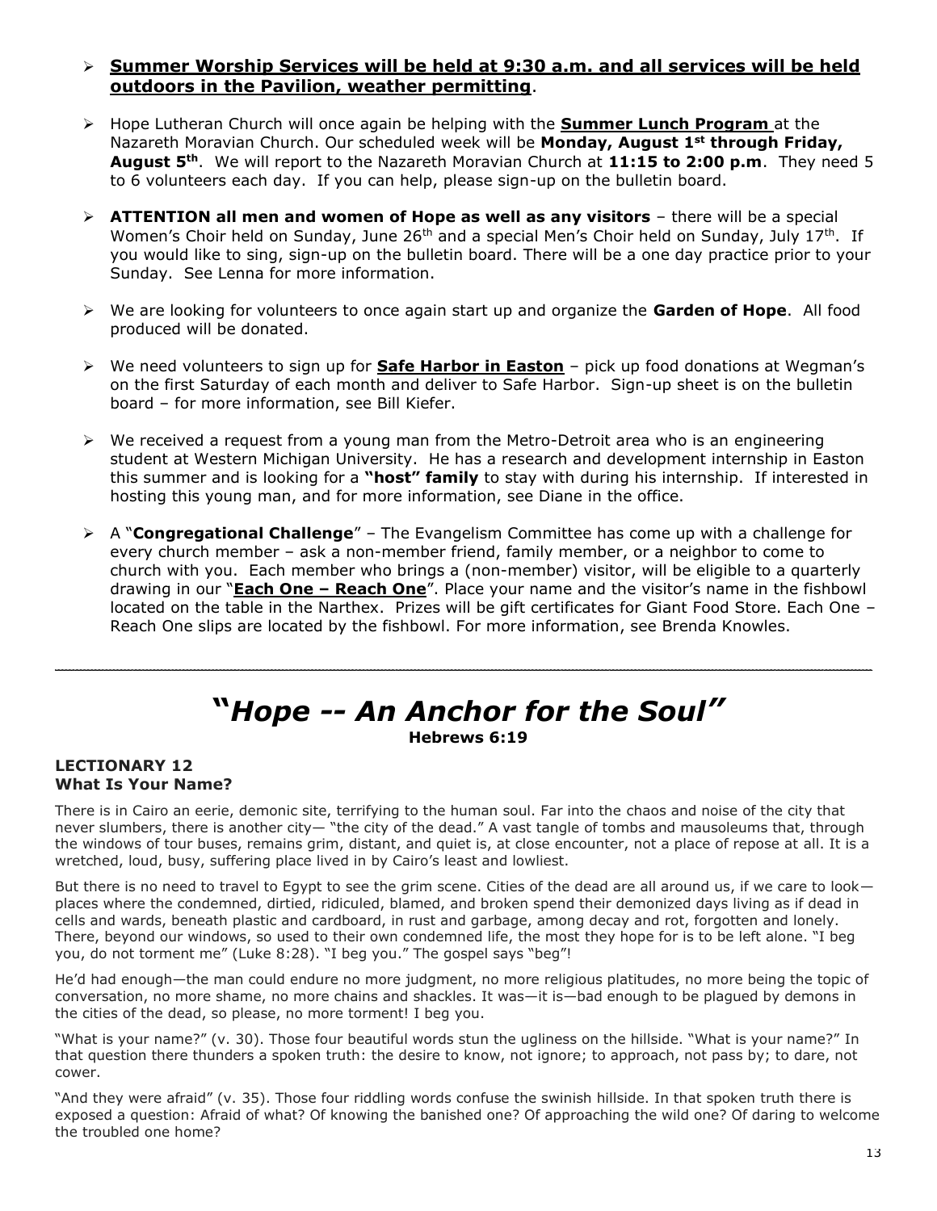- **Summer Worship Services will be held at 9:30 a.m. and all services will be held outdoors in the Pavilion, weather permitting**.

- Hope Lutheran Church will once again be helping with the **Summer Lunch Program** at the Nazareth Moravian Church. Our scheduled week will be **Monday, August 1st through Friday, August 5th**. We will report to the Nazareth Moravian Church at **11:15 to 2:00 p.m**. They need 5 to 6 volunteers each day. If you can help, please sign-up on the bulletin board.

- **ATTENTION all men and women of Hope as well as any visitors** – there will be a special Women's Choir held on Sunday, June 26th and a special Men's Choir held on Sunday, July 17th. If you would like to sing, sign-up on the bulletin board. There will be a one day practice prior to your Sunday. See Lenna for more information.

- We are looking for volunteers to once again start up and organize the **Garden of Hope**. All food produced will be donated.

- We need volunteers to sign up for **Safe Harbor in Easton** – pick up food donations at Wegman's on the first Saturday of each month and deliver to Safe Harbor. Sign-up sheet is on the bulletin board – for more information, see Bill Kiefer.

- We received a request from a young man from the Metro-Detroit area who is an engineering student at Western Michigan University. He has a research and development internship in Easton this summer and is looking for a **"host" family** to stay with during his internship. If interested in hosting this young man, and for more information, see Diane in the office.

- A "**Congregational Challenge**" – The Evangelism Committee has come up with a challenge for every church member – ask a non-member friend, family member, or a neighbor to come to church with you. Each member who brings a (non-member) visitor, will be eligible to a quarterly drawing in our "**Each One – Reach One**". Place your name and the visitor's name in the fishbowl located on the table in the Narthex. Prizes will be gift certificates for Giant Food Store. Each One – Reach One slips are located by the fishbowl. For more information, see Brenda Knowles.

---

# *"Hope -- An Anchor for the Soul"*

**Hebrews 6:19**

**LECTIONARY 12**
**What Is Your Name?**

There is in Cairo an eerie, demonic site, terrifying to the human soul. Far into the chaos and noise of the city that never slumbers, there is another city— "the city of the dead." A vast tangle of tombs and mausoleums that, through the windows of tour buses, remains grim, distant, and quiet is, at close encounter, not a place of repose at all. It is a wretched, loud, busy, suffering place lived in by Cairo's least and lowliest.

But there is no need to travel to Egypt to see the grim scene. Cities of the dead are all around us, if we care to look—places where the condemned, dirtied, ridiculed, blamed, and broken spend their demonized days living as if dead in cells and wards, beneath plastic and cardboard, in rust and garbage, among decay and rot, forgotten and lonely. There, beyond our windows, so used to their own condemned life, the most they hope for is to be left alone. "I beg you, do not torment me" (Luke 8:28). "I beg you." The gospel says "beg"!

He'd had enough—the man could endure no more judgment, no more religious platitudes, no more being the topic of conversation, no more shame, no more chains and shackles. It was—it is—bad enough to be plagued by demons in the cities of the dead, so please, no more torment! I beg you.

"What is your name?" (v. 30). Those four beautiful words stun the ugliness on the hillside. "What is your name?" In that question there thunders a spoken truth: the desire to know, not ignore; to approach, not pass by; to dare, not cower.

"And they were afraid" (v. 35). Those four riddling words confuse the swinish hillside. In that spoken truth there is exposed a question: Afraid of what? Of knowing the banished one? Of approaching the wild one? Of daring to welcome the troubled one home?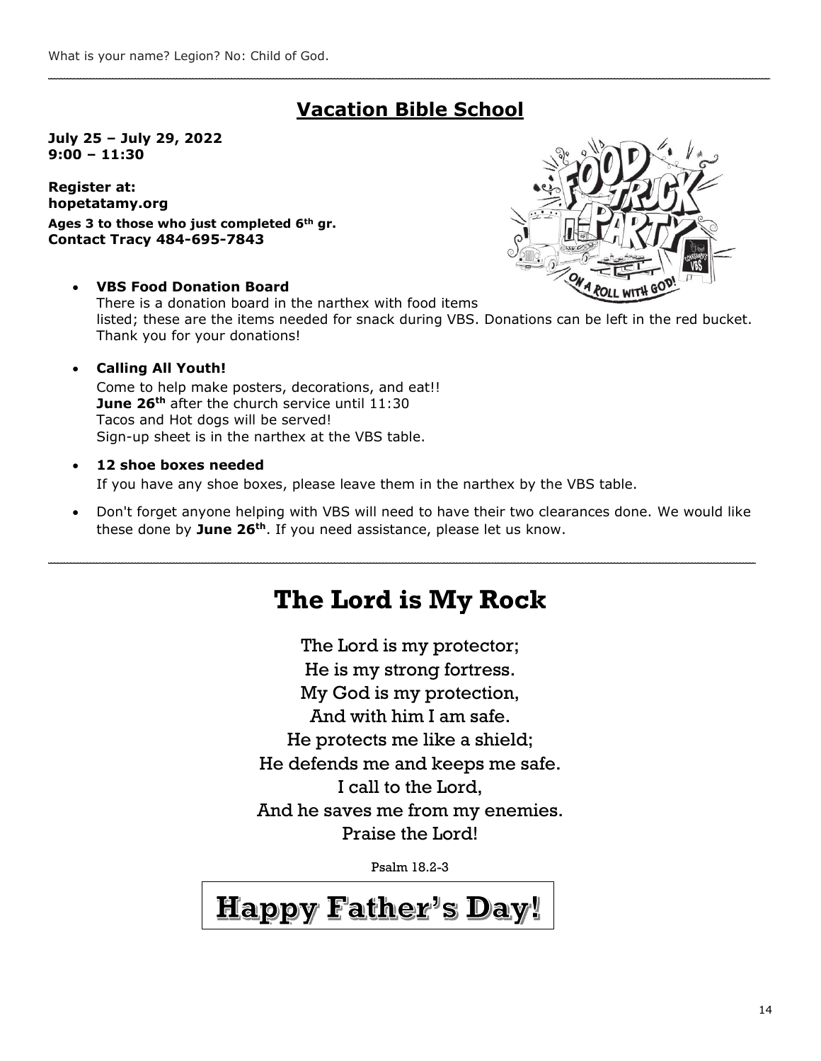What is your name? Legion? No: Child of God.

## Vacation Bible School

**July 25 – July 29, 2022**
**9:00 – 11:30**

**Register at:**
**hopetatamy.org**

**Ages 3 to those who just completed 6th gr.**
**Contact Tracy 484-695-7843**

- **VBS Food Donation Board**
  There is a donation board in the narthex with food items listed; these are the items needed for snack during VBS. Donations can be left in the red bucket. Thank you for your donations!

- **Calling All Youth!**
  Come to help make posters, decorations, and eat!!
  **June 26th** after the church service until 11:30
  Tacos and Hot dogs will be served!
  Sign-up sheet is in the narthex at the VBS table.

- **12 shoe boxes needed**
  If you have any shoe boxes, please leave them in the narthex by the VBS table.

- Don't forget anyone helping with VBS will need to have their two clearances done. We would like these done by **June 26th**. If you need assistance, please let us know.

# The Lord is My Rock

The Lord is my protector;
He is my strong fortress.
My God is my protection,
And with him I am safe.
He protects me like a shield;
He defends me and keeps me safe.
I call to the Lord,
And he saves me from my enemies.
Praise the Lord!

Psalm 18.2-3

## Happy Father's Day!